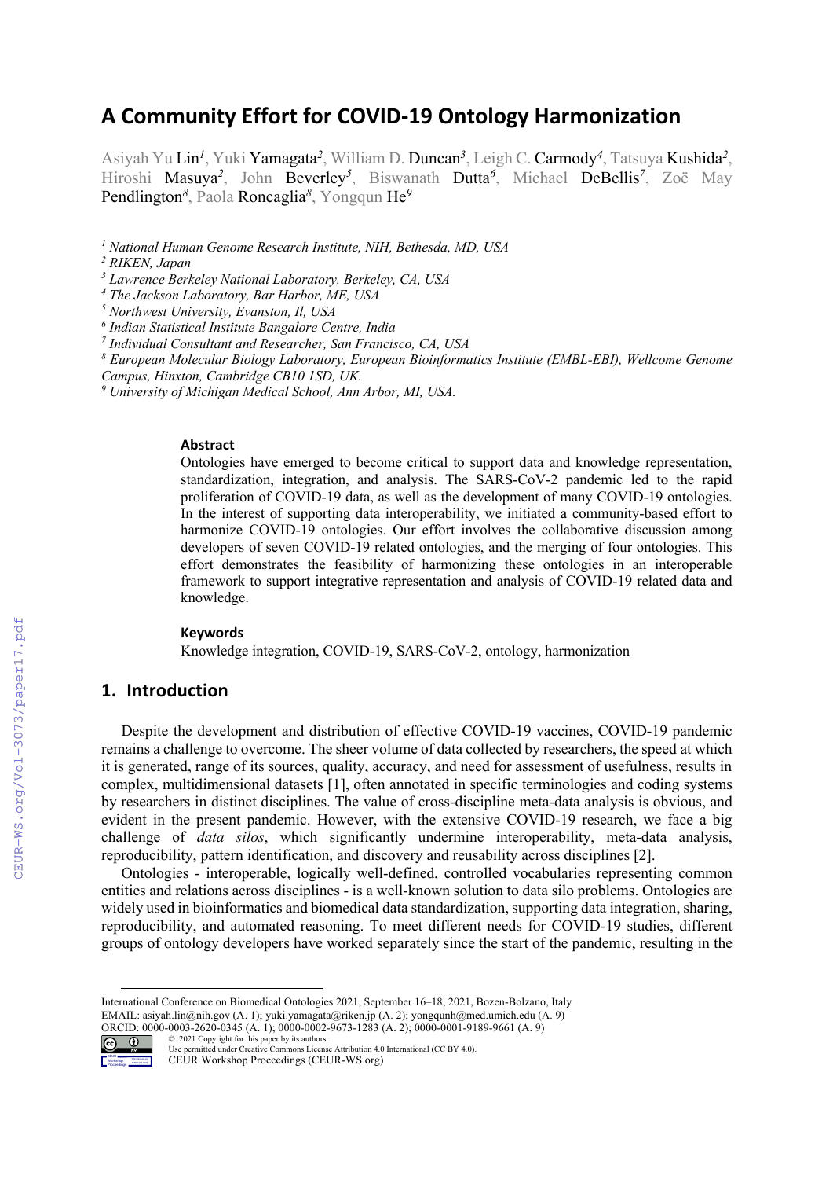# A Community Effort for COVID-19 Ontology Harmonization

Asiyah Yu Lin[1], Yuki Yamagata[2], William D. Duncan[3], Leigh C. Carmody[4], Tatsuya Kushida[2], Hiroshi Masuya[2], John Beverley[5], Biswanath Dutta[6], Michael DeBellis[7], Zoë May Pendlington[8], Paola Roncaglia[8], Yongqun He[9]

[1] *National Human Genome Research Institute, NIH, Bethesda, MD, USA*
[2] *RIKEN, Japan*
[3] *Lawrence Berkeley National Laboratory, Berkeley, CA, USA*
[4] *The Jackson Laboratory, Bar Harbor, ME, USA*
[5] *Northwest University, Evanston, Il, USA*
[6] *Indian Statistical Institute Bangalore Centre, India*
[7] *Individual Consultant and Researcher, San Francisco, CA, USA*
[8] *European Molecular Biology Laboratory, European Bioinformatics Institute (EMBL-EBI), Wellcome Genome Campus, Hinxton, Cambridge CB10 1SD, UK.*
[9] *University of Michigan Medical School, Ann Arbor, MI, USA.*

### Abstract

Ontologies have emerged to become critical to support data and knowledge representation, standardization, integration, and analysis. The SARS-CoV-2 pandemic led to the rapid proliferation of COVID-19 data, as well as the development of many COVID-19 ontologies. In the interest of supporting data interoperability, we initiated a community-based effort to harmonize COVID-19 ontologies. Our effort involves the collaborative discussion among developers of seven COVID-19 related ontologies, and the merging of four ontologies. This effort demonstrates the feasibility of harmonizing these ontologies in an interoperable framework to support integrative representation and analysis of COVID-19 related data and knowledge.

### Keywords

Knowledge integration, COVID-19, SARS-CoV-2, ontology, harmonization

## 1. Introduction

Despite the development and distribution of effective COVID-19 vaccines, COVID-19 pandemic remains a challenge to overcome. The sheer volume of data collected by researchers, the speed at which it is generated, range of its sources, quality, accuracy, and need for assessment of usefulness, results in complex, multidimensional datasets [1], often annotated in specific terminologies and coding systems by researchers in distinct disciplines. The value of cross-discipline meta-data analysis is obvious, and evident in the present pandemic. However, with the extensive COVID-19 research, we face a big challenge of *data silos*, which significantly undermine interoperability, meta-data analysis, reproducibility, pattern identification, and discovery and reusability across disciplines [2].

Ontologies - interoperable, logically well-defined, controlled vocabularies representing common entities and relations across disciplines - is a well-known solution to data silo problems. Ontologies are widely used in bioinformatics and biomedical data standardization, supporting data integration, sharing, reproducibility, and automated reasoning. To meet different needs for COVID-19 studies, different groups of ontology developers have worked separately since the start of the pandemic, resulting in the

International Conference on Biomedical Ontologies 2021, September 16–18, 2021, Bozen-Bolzano, Italy
EMAIL: asiyah.lin@nih.gov (A. 1); yuki.yamagata@riken.jp (A. 2); yongqunh@med.umich.edu (A. 9)
ORCID: 0000-0003-2620-0345 (A. 1); 0000-0002-9673-1283 (A. 2); 0000-0001-9189-9661 (A. 9)
© 2021 Copyright for this paper by its authors.
Use permitted under Creative Commons License Attribution 4.0 International (CC BY 4.0).
CEUR Workshop Proceedings (CEUR-WS.org)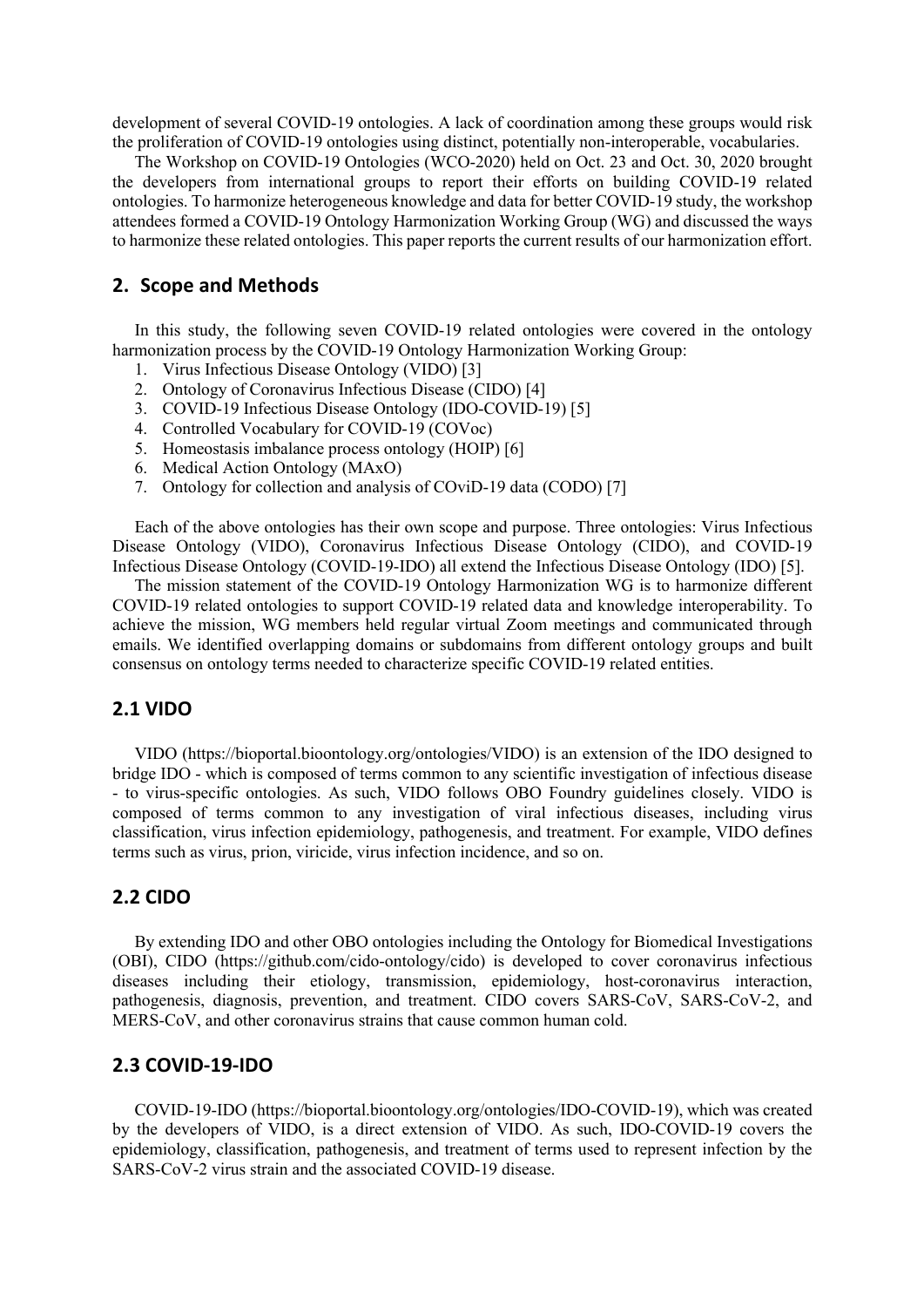development of several COVID-19 ontologies. A lack of coordination among these groups would risk the proliferation of COVID-19 ontologies using distinct, potentially non-interoperable, vocabularies.

The Workshop on COVID-19 Ontologies (WCO-2020) held on Oct. 23 and Oct. 30, 2020 brought the developers from international groups to report their efforts on building COVID-19 related ontologies. To harmonize heterogeneous knowledge and data for better COVID-19 study, the workshop attendees formed a COVID-19 Ontology Harmonization Working Group (WG) and discussed the ways to harmonize these related ontologies. This paper reports the current results of our harmonization effort.

## 2. Scope and Methods

In this study, the following seven COVID-19 related ontologies were covered in the ontology harmonization process by the COVID-19 Ontology Harmonization Working Group:

1. Virus Infectious Disease Ontology (VIDO) [3]
2. Ontology of Coronavirus Infectious Disease (CIDO) [4]
3. COVID-19 Infectious Disease Ontology (IDO-COVID-19) [5]
4. Controlled Vocabulary for COVID-19 (COVoc)
5. Homeostasis imbalance process ontology (HOIP) [6]
6. Medical Action Ontology (MAxO)
7. Ontology for collection and analysis of COviD-19 data (CODO) [7]

Each of the above ontologies has their own scope and purpose. Three ontologies: Virus Infectious Disease Ontology (VIDO), Coronavirus Infectious Disease Ontology (CIDO), and COVID-19 Infectious Disease Ontology (COVID-19-IDO) all extend the Infectious Disease Ontology (IDO) [5].

The mission statement of the COVID-19 Ontology Harmonization WG is to harmonize different COVID-19 related ontologies to support COVID-19 related data and knowledge interoperability. To achieve the mission, WG members held regular virtual Zoom meetings and communicated through emails. We identified overlapping domains or subdomains from different ontology groups and built consensus on ontology terms needed to characterize specific COVID-19 related entities.

## 2.1 VIDO

VIDO (https://bioportal.bioontology.org/ontologies/VIDO) is an extension of the IDO designed to bridge IDO - which is composed of terms common to any scientific investigation of infectious disease - to virus-specific ontologies. As such, VIDO follows OBO Foundry guidelines closely. VIDO is composed of terms common to any investigation of viral infectious diseases, including virus classification, virus infection epidemiology, pathogenesis, and treatment. For example, VIDO defines terms such as virus, prion, viricide, virus infection incidence, and so on.

## 2.2 CIDO

By extending IDO and other OBO ontologies including the Ontology for Biomedical Investigations (OBI), CIDO (https://github.com/cido-ontology/cido) is developed to cover coronavirus infectious diseases including their etiology, transmission, epidemiology, host-coronavirus interaction, pathogenesis, diagnosis, prevention, and treatment. CIDO covers SARS-CoV, SARS-CoV-2, and MERS-CoV, and other coronavirus strains that cause common human cold.

## 2.3 COVID-19-IDO

COVID-19-IDO (https://bioportal.bioontology.org/ontologies/IDO-COVID-19), which was created by the developers of VIDO, is a direct extension of VIDO. As such, IDO-COVID-19 covers the epidemiology, classification, pathogenesis, and treatment of terms used to represent infection by the SARS-CoV-2 virus strain and the associated COVID-19 disease.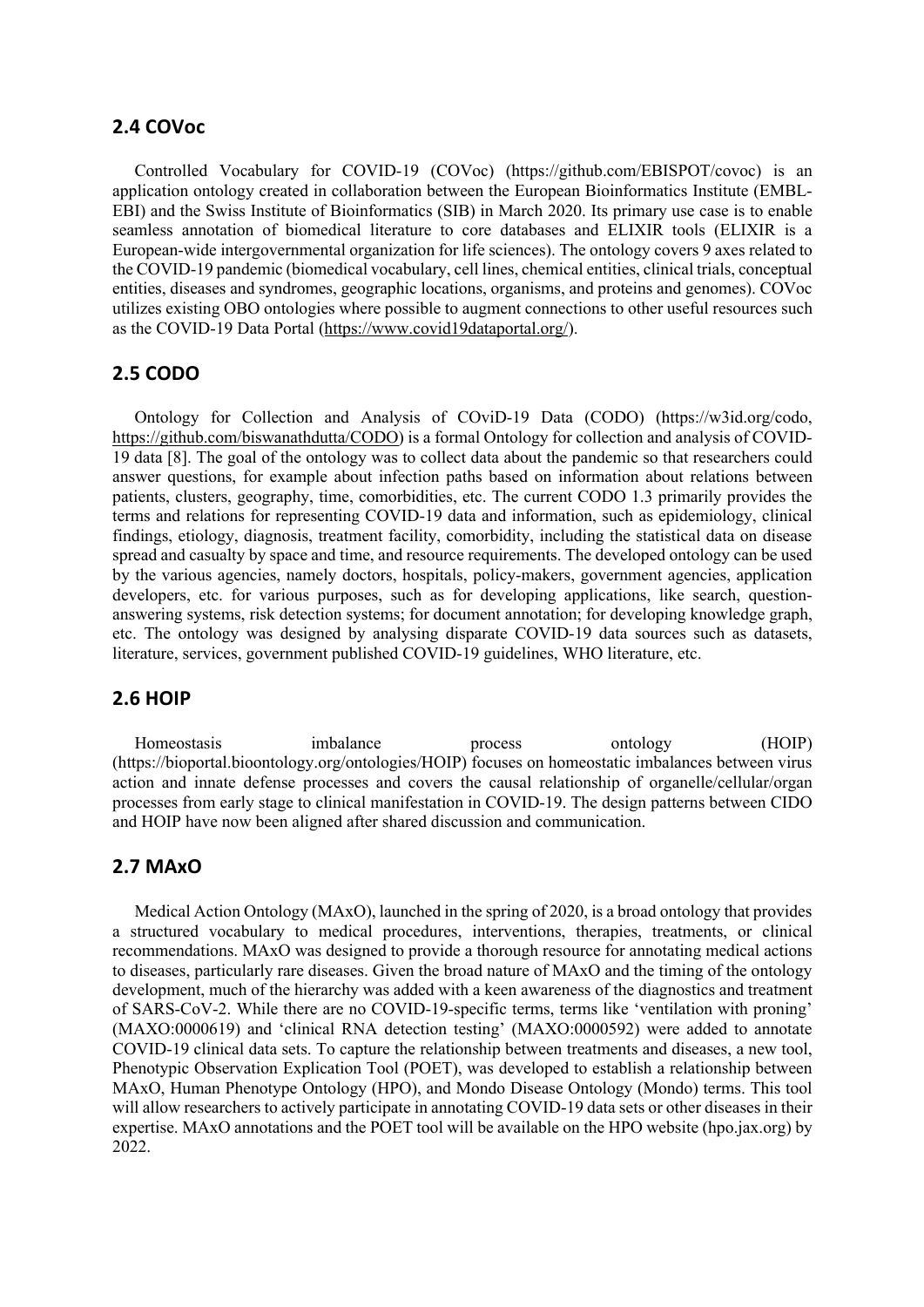## 2.4 COVoc

Controlled Vocabulary for COVID-19 (COVoc) (https://github.com/EBISPOT/covoc) is an application ontology created in collaboration between the European Bioinformatics Institute (EMBL-EBI) and the Swiss Institute of Bioinformatics (SIB) in March 2020. Its primary use case is to enable seamless annotation of biomedical literature to core databases and ELIXIR tools (ELIXIR is a European-wide intergovernmental organization for life sciences). The ontology covers 9 axes related to the COVID-19 pandemic (biomedical vocabulary, cell lines, chemical entities, clinical trials, conceptual entities, diseases and syndromes, geographic locations, organisms, and proteins and genomes). COVoc utilizes existing OBO ontologies where possible to augment connections to other useful resources such as the COVID-19 Data Portal (https://www.covid19dataportal.org/).

## 2.5 CODO

Ontology for Collection and Analysis of COviD-19 Data (CODO) (https://w3id.org/codo, https://github.com/biswanathdutta/CODO) is a formal Ontology for collection and analysis of COVID-19 data [8]. The goal of the ontology was to collect data about the pandemic so that researchers could answer questions, for example about infection paths based on information about relations between patients, clusters, geography, time, comorbidities, etc. The current CODO 1.3 primarily provides the terms and relations for representing COVID-19 data and information, such as epidemiology, clinical findings, etiology, diagnosis, treatment facility, comorbidity, including the statistical data on disease spread and casualty by space and time, and resource requirements. The developed ontology can be used by the various agencies, namely doctors, hospitals, policy-makers, government agencies, application developers, etc. for various purposes, such as for developing applications, like search, question-answering systems, risk detection systems; for document annotation; for developing knowledge graph, etc. The ontology was designed by analysing disparate COVID-19 data sources such as datasets, literature, services, government published COVID-19 guidelines, WHO literature, etc.

## 2.6 HOIP

Homeostasis imbalance process ontology (HOIP) (https://bioportal.bioontology.org/ontologies/HOIP) focuses on homeostatic imbalances between virus action and innate defense processes and covers the causal relationship of organelle/cellular/organ processes from early stage to clinical manifestation in COVID-19. The design patterns between CIDO and HOIP have now been aligned after shared discussion and communication.

## 2.7 MAxO

Medical Action Ontology (MAxO), launched in the spring of 2020, is a broad ontology that provides a structured vocabulary to medical procedures, interventions, therapies, treatments, or clinical recommendations. MAxO was designed to provide a thorough resource for annotating medical actions to diseases, particularly rare diseases. Given the broad nature of MAxO and the timing of the ontology development, much of the hierarchy was added with a keen awareness of the diagnostics and treatment of SARS-CoV-2. While there are no COVID-19-specific terms, terms like 'ventilation with proning' (MAXO:0000619) and 'clinical RNA detection testing' (MAXO:0000592) were added to annotate COVID-19 clinical data sets. To capture the relationship between treatments and diseases, a new tool, Phenotypic Observation Explication Tool (POET), was developed to establish a relationship between MAxO, Human Phenotype Ontology (HPO), and Mondo Disease Ontology (Mondo) terms. This tool will allow researchers to actively participate in annotating COVID-19 data sets or other diseases in their expertise. MAxO annotations and the POET tool will be available on the HPO website (hpo.jax.org) by 2022.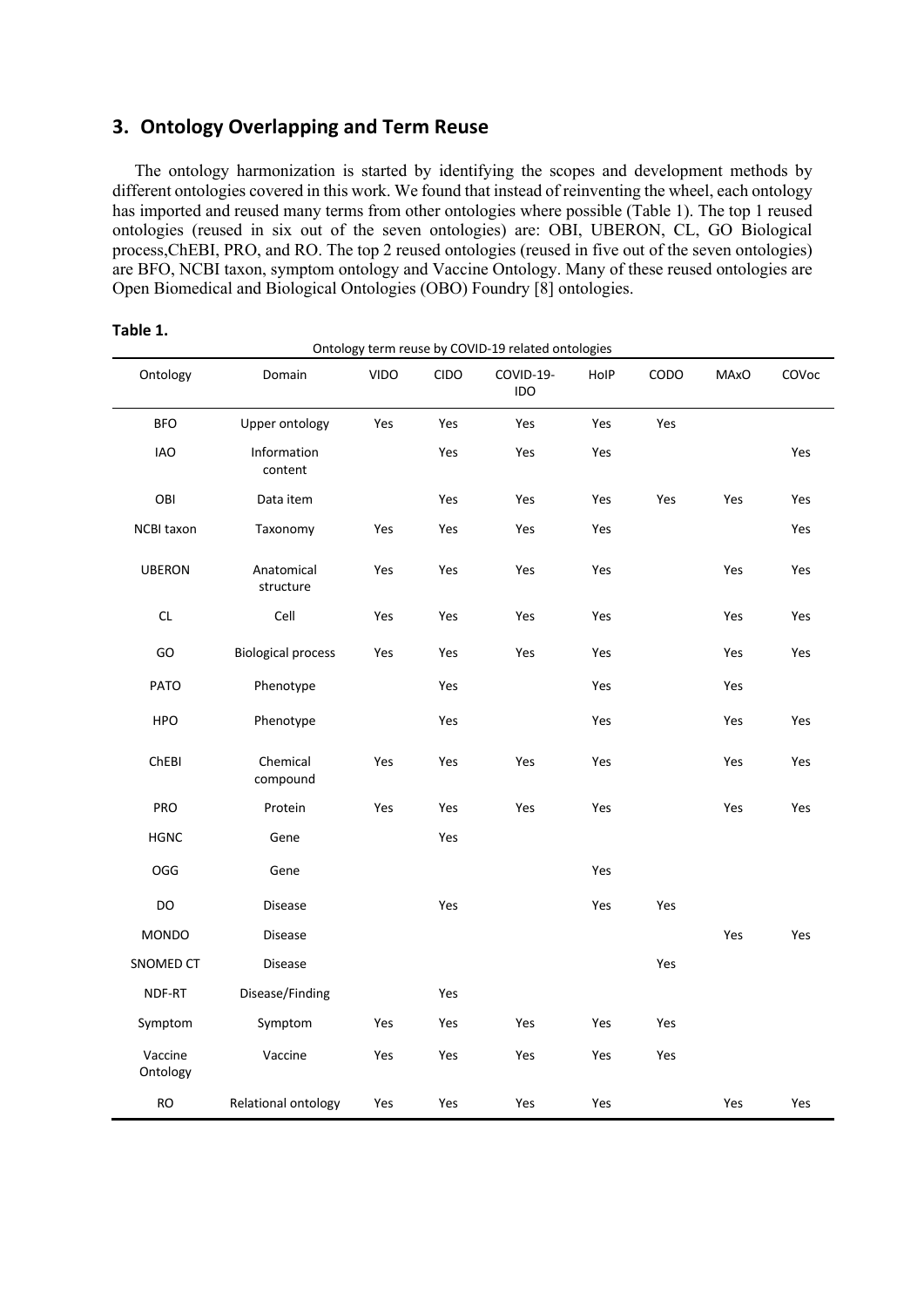## 3. Ontology Overlapping and Term Reuse

The ontology harmonization is started by identifying the scopes and development methods by different ontologies covered in this work. We found that instead of reinventing the wheel, each ontology has imported and reused many terms from other ontologies where possible (Table 1). The top 1 reused ontologies (reused in six out of the seven ontologies) are: OBI, UBERON, CL, GO Biological process,ChEBI, PRO, and RO. The top 2 reused ontologies (reused in five out of the seven ontologies) are BFO, NCBI taxon, symptom ontology and Vaccine Ontology. Many of these reused ontologies are Open Biomedical and Biological Ontologies (OBO) Foundry [8] ontologies.

**Table 1.**

Ontology term reuse by COVID-19 related ontologies

| Ontology | Domain | VIDO | CIDO | COVID-19-IDO | HoIP | CODO | MAxO | COVoc |
|---|---|---|---|---|---|---|---|---|
| BFO | Upper ontology | Yes | Yes | Yes | Yes | Yes | | |
| IAO | Information content | | Yes | Yes | Yes | | | Yes |
| OBI | Data item | | Yes | Yes | Yes | Yes | Yes | Yes |
| NCBI taxon | Taxonomy | Yes | Yes | Yes | Yes | | | Yes |
| UBERON | Anatomical structure | Yes | Yes | Yes | Yes | | Yes | Yes |
| CL | Cell | Yes | Yes | Yes | Yes | | Yes | Yes |
| GO | Biological process | Yes | Yes | Yes | Yes | | Yes | Yes |
| PATO | Phenotype | | Yes | | Yes | | Yes | |
| HPO | Phenotype | | Yes | | Yes | | Yes | Yes |
| ChEBI | Chemical compound | Yes | Yes | Yes | Yes | | Yes | Yes |
| PRO | Protein | Yes | Yes | Yes | Yes | | Yes | Yes |
| HGNC | Gene | | Yes | | | | | |
| OGG | Gene | | | | Yes | | | |
| DO | Disease | | Yes | | Yes | Yes | | |
| MONDO | Disease | | | | | | Yes | Yes |
| SNOMED CT | Disease | | | | | Yes | | |
| NDF-RT | Disease/Finding | | Yes | | | | | |
| Symptom | Symptom | Yes | Yes | Yes | Yes | Yes | | |
| Vaccine Ontology | Vaccine | Yes | Yes | Yes | Yes | Yes | | |
| RO | Relational ontology | Yes | Yes | Yes | Yes | | Yes | Yes |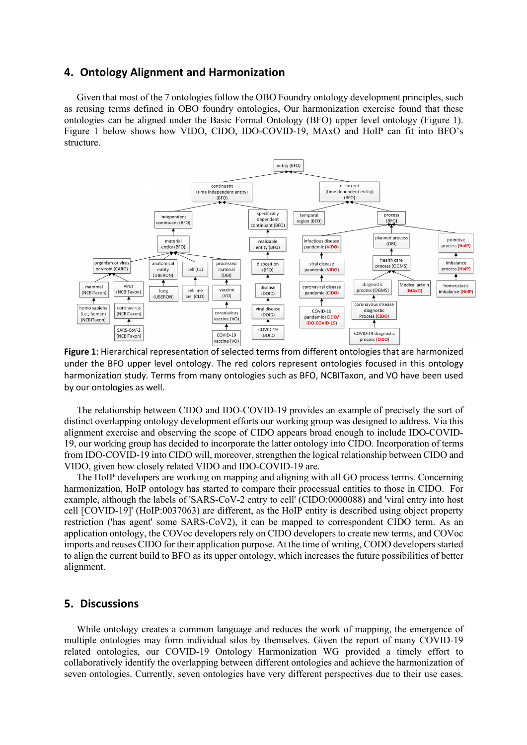## 4. Ontology Alignment and Harmonization

Given that most of the 7 ontologies follow the OBO Foundry ontology development principles, such as reusing terms defined in OBO foundry ontologies, Our harmonization exercise found that these ontologies can be aligned under the Basic Formal Ontology (BFO) upper level ontology (Figure 1). Figure 1 below shows how VIDO, CIDO, IDO-COVID-19, MAxO and HoIP can fit into BFO's structure.

**Figure 1**: Hierarchical representation of selected terms from different ontologies that are harmonized under the BFO upper level ontology. The red colors represent ontologies focused in this ontology harmonization study. Terms from many ontologies such as BFO, NCBITaxon, and VO have been used by our ontologies as well.

The relationship between CIDO and IDO-COVID-19 provides an example of precisely the sort of distinct overlapping ontology development efforts our working group was designed to address. Via this alignment exercise and observing the scope of CIDO appears broad enough to include IDO-COVID-19, our working group has decided to incorporate the latter ontology into CIDO. Incorporation of terms from IDO-COVID-19 into CIDO will, moreover, strengthen the logical relationship between CIDO and VIDO, given how closely related VIDO and IDO-COVID-19 are.

The HoIP developers are working on mapping and aligning with all GO process terms. Concerning harmonization, HoIP ontology has started to compare their processual entities to those in CIDO. For example, although the labels of 'SARS-CoV-2 entry to cell' (CIDO:0000088) and 'viral entry into host cell [COVID-19]' (HoIP:0037063) are different, as the HoIP entity is described using object property restriction ('has agent' some SARS-CoV2), it can be mapped to correspondent CIDO term. As an application ontology, the COVoc developers rely on CIDO developers to create new terms, and COVoc imports and reuses CIDO for their application purpose. At the time of writing, CODO developers started to align the current build to BFO as its upper ontology, which increases the future possibilities of better alignment.

## 5. Discussions

While ontology creates a common language and reduces the work of mapping, the emergence of multiple ontologies may form individual silos by themselves. Given the report of many COVID-19 related ontologies, our COVID-19 Ontology Harmonization WG provided a timely effort to collaboratively identify the overlapping between different ontologies and achieve the harmonization of seven ontologies. Currently, seven ontologies have very different perspectives due to their use cases.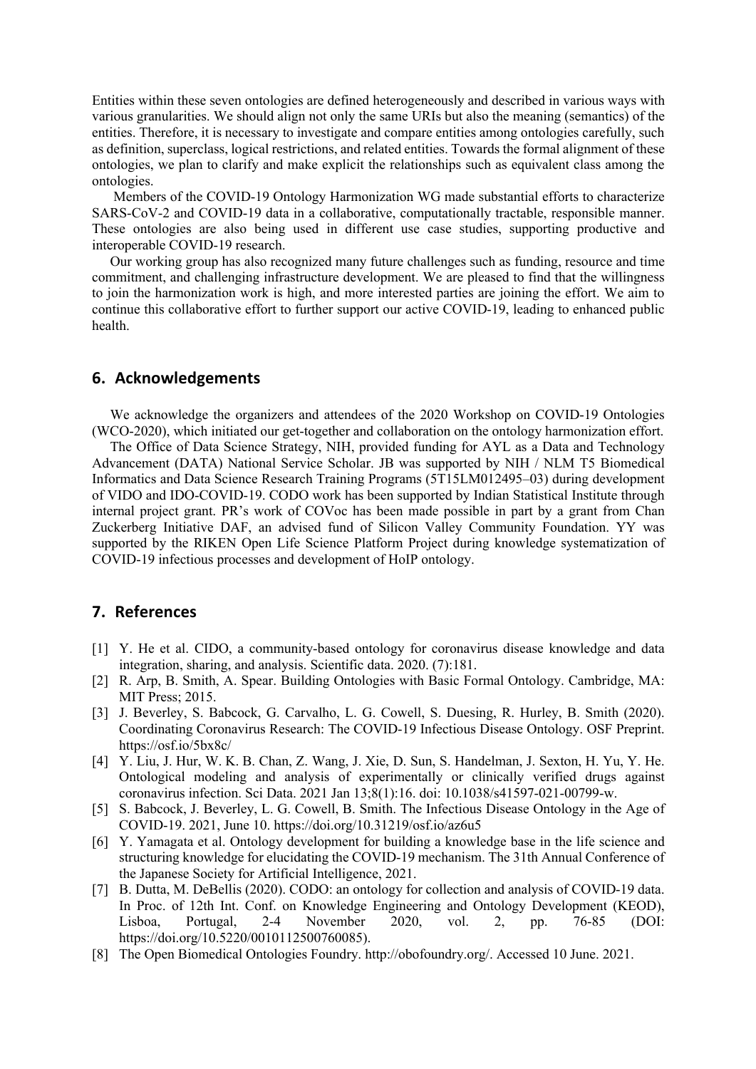Entities within these seven ontologies are defined heterogeneously and described in various ways with various granularities. We should align not only the same URIs but also the meaning (semantics) of the entities. Therefore, it is necessary to investigate and compare entities among ontologies carefully, such as definition, superclass, logical restrictions, and related entities. Towards the formal alignment of these ontologies, we plan to clarify and make explicit the relationships such as equivalent class among the ontologies.

Members of the COVID-19 Ontology Harmonization WG made substantial efforts to characterize SARS-CoV-2 and COVID-19 data in a collaborative, computationally tractable, responsible manner. These ontologies are also being used in different use case studies, supporting productive and interoperable COVID-19 research.

Our working group has also recognized many future challenges such as funding, resource and time commitment, and challenging infrastructure development. We are pleased to find that the willingness to join the harmonization work is high, and more interested parties are joining the effort. We aim to continue this collaborative effort to further support our active COVID-19, leading to enhanced public health.

## 6. Acknowledgements

We acknowledge the organizers and attendees of the 2020 Workshop on COVID-19 Ontologies (WCO-2020), which initiated our get-together and collaboration on the ontology harmonization effort.

The Office of Data Science Strategy, NIH, provided funding for AYL as a Data and Technology Advancement (DATA) National Service Scholar. JB was supported by NIH / NLM T5 Biomedical Informatics and Data Science Research Training Programs (5T15LM012495–03) during development of VIDO and IDO-COVID-19. CODO work has been supported by Indian Statistical Institute through internal project grant. PR's work of COVoc has been made possible in part by a grant from Chan Zuckerberg Initiative DAF, an advised fund of Silicon Valley Community Foundation. YY was supported by the RIKEN Open Life Science Platform Project during knowledge systematization of COVID-19 infectious processes and development of HoIP ontology.

## 7. References

[1] Y. He et al. CIDO, a community-based ontology for coronavirus disease knowledge and data integration, sharing, and analysis. Scientific data. 2020. (7):181.

[2] R. Arp, B. Smith, A. Spear. Building Ontologies with Basic Formal Ontology. Cambridge, MA: MIT Press; 2015.

[3] J. Beverley, S. Babcock, G. Carvalho, L. G. Cowell, S. Duesing, R. Hurley, B. Smith (2020). Coordinating Coronavirus Research: The COVID-19 Infectious Disease Ontology. OSF Preprint. https://osf.io/5bx8c/

[4] Y. Liu, J. Hur, W. K. B. Chan, Z. Wang, J. Xie, D. Sun, S. Handelman, J. Sexton, H. Yu, Y. He. Ontological modeling and analysis of experimentally or clinically verified drugs against coronavirus infection. Sci Data. 2021 Jan 13;8(1):16. doi: 10.1038/s41597-021-00799-w.

[5] S. Babcock, J. Beverley, L. G. Cowell, B. Smith. The Infectious Disease Ontology in the Age of COVID-19. 2021, June 10. https://doi.org/10.31219/osf.io/az6u5

[6] Y. Yamagata et al. Ontology development for building a knowledge base in the life science and structuring knowledge for elucidating the COVID-19 mechanism. The 31th Annual Conference of the Japanese Society for Artificial Intelligence, 2021.

[7] B. Dutta, M. DeBellis (2020). CODO: an ontology for collection and analysis of COVID-19 data. In Proc. of 12th Int. Conf. on Knowledge Engineering and Ontology Development (KEOD), Lisboa, Portugal, 2-4 November 2020, vol. 2, pp. 76-85 (DOI: https://doi.org/10.5220/0010112500760085).

[8] The Open Biomedical Ontologies Foundry. http://obofoundry.org/. Accessed 10 June. 2021.